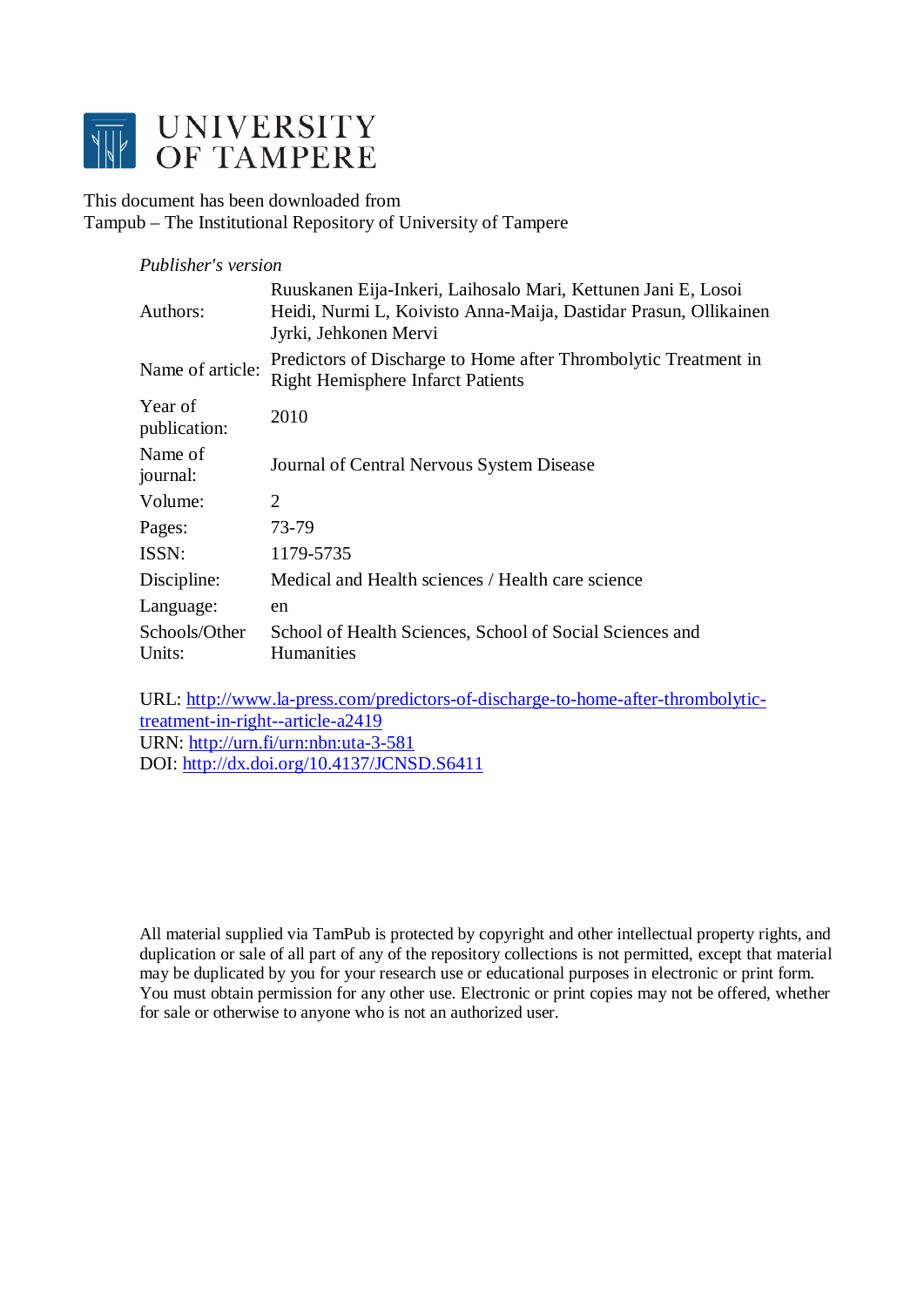# UNIVERSITY OF TAMPERE

This document has been downloaded from
Tampub – The Institutional Repository of University of Tampere

*Publisher's version*

| | |
|---|---|
| Authors: | Ruuskanen Eija-Inkeri, Laihosalo Mari, Kettunen Jani E, Losoi Heidi, Nurmi L, Koivisto Anna-Maija, Dastidar Prasun, Ollikainen Jyrki, Jehkonen Mervi |
| Name of article: | Predictors of Discharge to Home after Thrombolytic Treatment in Right Hemisphere Infarct Patients |
| Year of publication: | 2010 |
| Name of journal: | Journal of Central Nervous System Disease |
| Volume: | 2 |
| Pages: | 73-79 |
| ISSN: | 1179-5735 |
| Discipline: | Medical and Health sciences / Health care science |
| Language: | en |
| Schools/Other Units: | School of Health Sciences, School of Social Sciences and Humanities |

URL: http://www.la-press.com/predictors-of-discharge-to-home-after-thrombolytic-treatment-in-right--article-a2419
URN: http://urn.fi/urn:nbn:uta-3-581
DOI: http://dx.doi.org/10.4137/JCNSD.S6411

All material supplied via TamPub is protected by copyright and other intellectual property rights, and duplication or sale of all part of any of the repository collections is not permitted, except that material may be duplicated by you for your research use or educational purposes in electronic or print form. You must obtain permission for any other use. Electronic or print copies may not be offered, whether for sale or otherwise to anyone who is not an authorized user.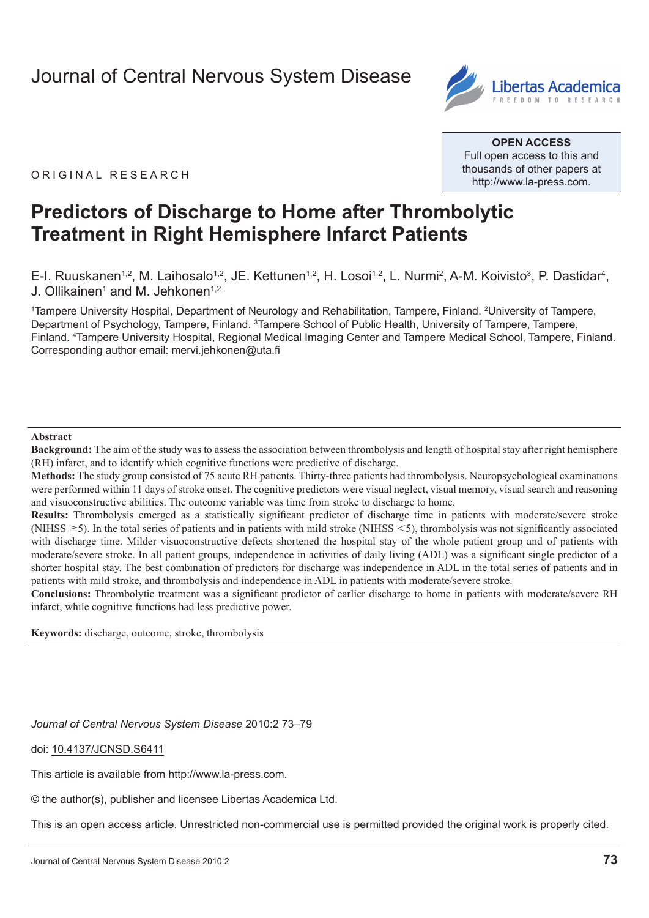Journal of Central Nervous System Disease

ORIGINAL RESEARCH

**OPEN ACCESS**
Full open access to this and thousands of other papers at http://www.la-press.com.

# Predictors of Discharge to Home after Thrombolytic Treatment in Right Hemisphere Infarct Patients

E-I. Ruuskanen[1,2], M. Laihosalo[1,2], JE. Kettunen[1,2], H. Losoi[1,2], L. Nurmi[2], A-M. Koivisto[3], P. Dastidar[4], J. Ollikainen[1] and M. Jehkonen[1,2]

[1]Tampere University Hospital, Department of Neurology and Rehabilitation, Tampere, Finland. [2]University of Tampere, Department of Psychology, Tampere, Finland. [3]Tampere School of Public Health, University of Tampere, Tampere, Finland. [4]Tampere University Hospital, Regional Medical Imaging Center and Tampere Medical School, Tampere, Finland. Corresponding author email: mervi.jehkonen@uta.fi

## Abstract

**Background:** The aim of the study was to assess the association between thrombolysis and length of hospital stay after right hemisphere (RH) infarct, and to identify which cognitive functions were predictive of discharge.

**Methods:** The study group consisted of 75 acute RH patients. Thirty-three patients had thrombolysis. Neuropsychological examinations were performed within 11 days of stroke onset. The cognitive predictors were visual neglect, visual memory, visual search and reasoning and visuoconstructive abilities. The outcome variable was time from stroke to discharge to home.

**Results:** Thrombolysis emerged as a statistically significant predictor of discharge time in patients with moderate/severe stroke (NIHSS $\geq$5). In the total series of patients and in patients with mild stroke (NIHSS $<$5), thrombolysis was not significantly associated with discharge time. Milder visuoconstructive defects shortened the hospital stay of the whole patient group and of patients with moderate/severe stroke. In all patient groups, independence in activities of daily living (ADL) was a significant single predictor of a shorter hospital stay. The best combination of predictors for discharge was independence in ADL in the total series of patients and in patients with mild stroke, and thrombolysis and independence in ADL in patients with moderate/severe stroke.

**Conclusions:** Thrombolytic treatment was a significant predictor of earlier discharge to home in patients with moderate/severe RH infarct, while cognitive functions had less predictive power.

**Keywords:** discharge, outcome, stroke, thrombolysis

*Journal of Central Nervous System Disease* 2010:2 73–79

doi: 10.4137/JCNSD.S6411

This article is available from http://www.la-press.com.

© the author(s), publisher and licensee Libertas Academica Ltd.

This is an open access article. Unrestricted non-commercial use is permitted provided the original work is properly cited.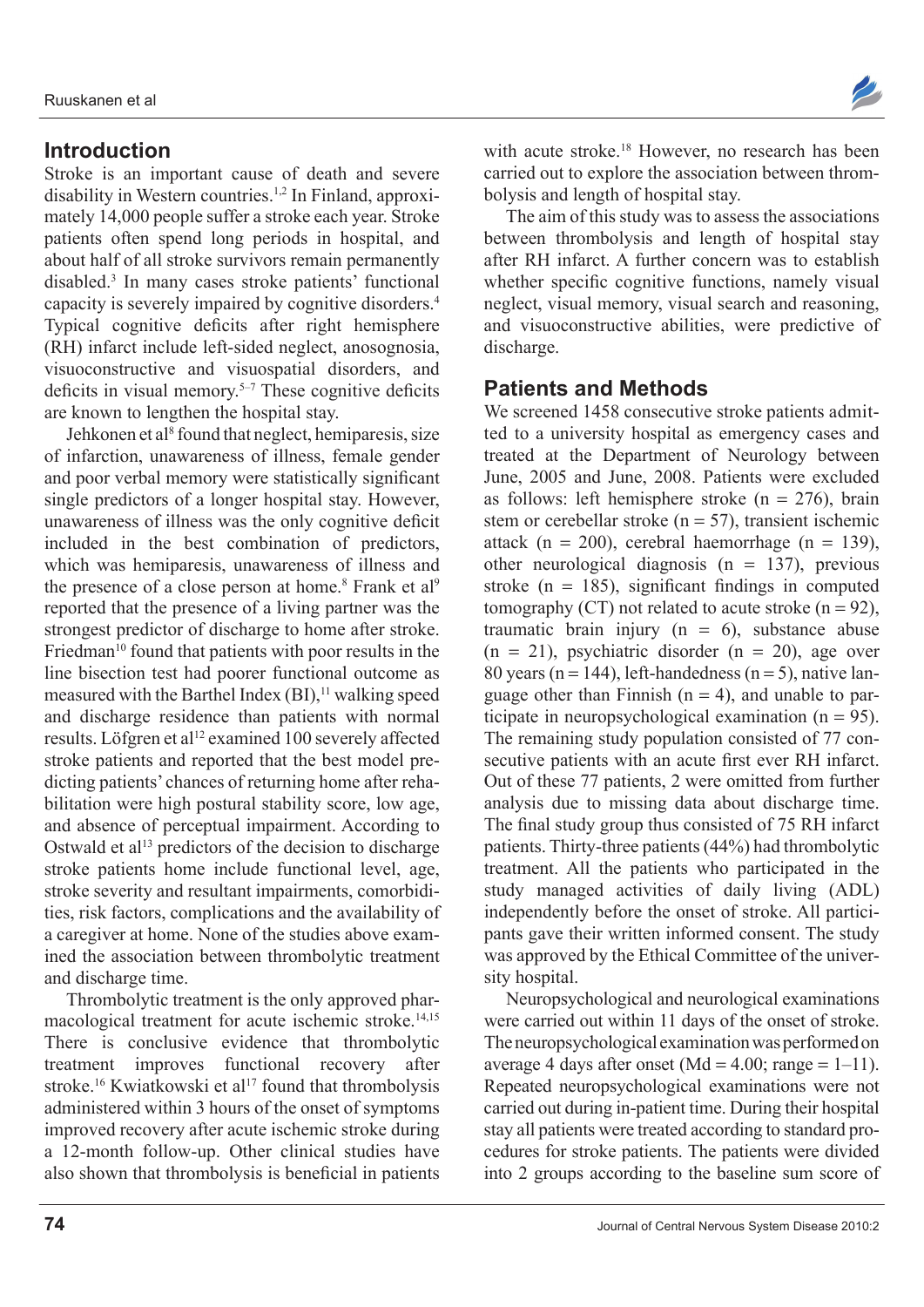## Introduction

Stroke is an important cause of death and severe disability in Western countries.[1,2] In Finland, approximately 14,000 people suffer a stroke each year. Stroke patients often spend long periods in hospital, and about half of all stroke survivors remain permanently disabled.[3] In many cases stroke patients' functional capacity is severely impaired by cognitive disorders.[4] Typical cognitive deficits after right hemisphere (RH) infarct include left-sided neglect, anosognosia, visuoconstructive and visuospatial disorders, and deficits in visual memory.[5–7] These cognitive deficits are known to lengthen the hospital stay.

Jehkonen et al[8] found that neglect, hemiparesis, size of infarction, unawareness of illness, female gender and poor verbal memory were statistically significant single predictors of a longer hospital stay. However, unawareness of illness was the only cognitive deficit included in the best combination of predictors, which was hemiparesis, unawareness of illness and the presence of a close person at home.[8] Frank et al[9] reported that the presence of a living partner was the strongest predictor of discharge to home after stroke. Friedman[10] found that patients with poor results in the line bisection test had poorer functional outcome as measured with the Barthel Index (BI),[11] walking speed and discharge residence than patients with normal results. Löfgren et al[12] examined 100 severely affected stroke patients and reported that the best model predicting patients' chances of returning home after rehabilitation were high postural stability score, low age, and absence of perceptual impairment. According to Ostwald et al[13] predictors of the decision to discharge stroke patients home include functional level, age, stroke severity and resultant impairments, comorbidities, risk factors, complications and the availability of a caregiver at home. None of the studies above examined the association between thrombolytic treatment and discharge time.

Thrombolytic treatment is the only approved pharmacological treatment for acute ischemic stroke.[14,15] There is conclusive evidence that thrombolytic treatment improves functional recovery after stroke.[16] Kwiatkowski et al[17] found that thrombolysis administered within 3 hours of the onset of symptoms improved recovery after acute ischemic stroke during a 12-month follow-up. Other clinical studies have also shown that thrombolysis is beneficial in patients with acute stroke.[18] However, no research has been carried out to explore the association between thrombolysis and length of hospital stay.

The aim of this study was to assess the associations between thrombolysis and length of hospital stay after RH infarct. A further concern was to establish whether specific cognitive functions, namely visual neglect, visual memory, visual search and reasoning, and visuoconstructive abilities, were predictive of discharge.

## Patients and Methods

We screened 1458 consecutive stroke patients admitted to a university hospital as emergency cases and treated at the Department of Neurology between June, 2005 and June, 2008. Patients were excluded as follows: left hemisphere stroke (n = 276), brain stem or cerebellar stroke (n = 57), transient ischemic attack (n = 200), cerebral haemorrhage (n = 139), other neurological diagnosis (n = 137), previous stroke (n = 185), significant findings in computed tomography (CT) not related to acute stroke (n = 92), traumatic brain injury (n = 6), substance abuse (n = 21), psychiatric disorder (n = 20), age over 80 years (n = 144), left-handedness (n = 5), native language other than Finnish (n = 4), and unable to participate in neuropsychological examination (n = 95). The remaining study population consisted of 77 consecutive patients with an acute first ever RH infarct. Out of these 77 patients, 2 were omitted from further analysis due to missing data about discharge time. The final study group thus consisted of 75 RH infarct patients. Thirty-three patients (44%) had thrombolytic treatment. All the patients who participated in the study managed activities of daily living (ADL) independently before the onset of stroke. All participants gave their written informed consent. The study was approved by the Ethical Committee of the university hospital.

Neuropsychological and neurological examinations were carried out within 11 days of the onset of stroke. The neuropsychological examination was performed on average 4 days after onset (Md = 4.00; range = 1–11). Repeated neuropsychological examinations were not carried out during in-patient time. During their hospital stay all patients were treated according to standard procedures for stroke patients. The patients were divided into 2 groups according to the baseline sum score of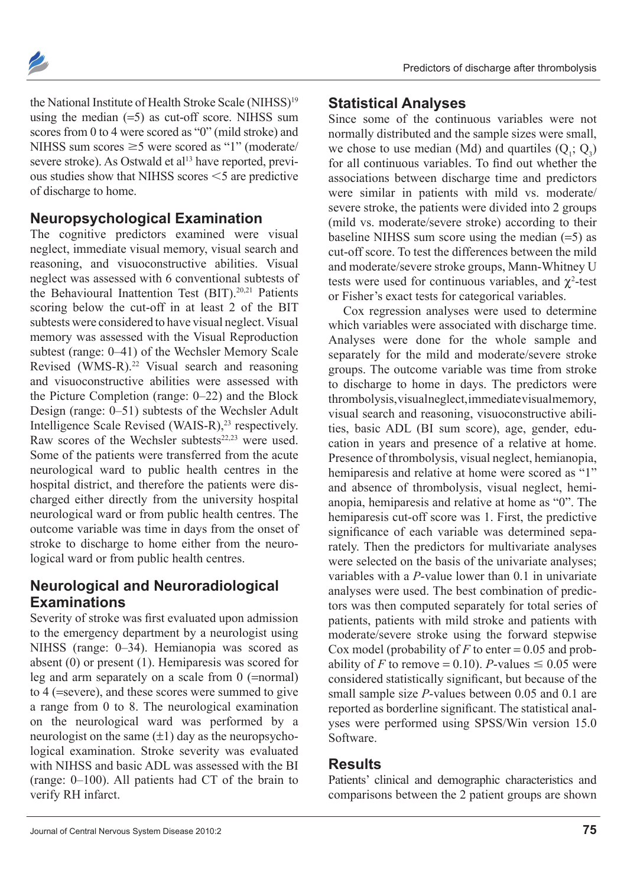the National Institute of Health Stroke Scale (NIHSS)[19] using the median (=5) as cut-off score. NIHSS sum scores from 0 to 4 were scored as "0" (mild stroke) and NIHSS sum scores ≥5 were scored as "1" (moderate/severe stroke). As Ostwald et al[13] have reported, previous studies show that NIHSS scores <5 are predictive of discharge to home.

## Neuropsychological Examination

The cognitive predictors examined were visual neglect, immediate visual memory, visual search and reasoning, and visuoconstructive abilities. Visual neglect was assessed with 6 conventional subtests of the Behavioural Inattention Test (BIT).[20,21] Patients scoring below the cut-off in at least 2 of the BIT subtests were considered to have visual neglect. Visual memory was assessed with the Visual Reproduction subtest (range: 0–41) of the Wechsler Memory Scale Revised (WMS-R).[22] Visual search and reasoning and visuoconstructive abilities were assessed with the Picture Completion (range: 0–22) and the Block Design (range: 0–51) subtests of the Wechsler Adult Intelligence Scale Revised (WAIS-R),[23] respectively. Raw scores of the Wechsler subtests[22,23] were used. Some of the patients were transferred from the acute neurological ward to public health centres in the hospital district, and therefore the patients were discharged either directly from the university hospital neurological ward or from public health centres. The outcome variable was time in days from the onset of stroke to discharge to home either from the neurological ward or from public health centres.

## Neurological and Neuroradiological Examinations

Severity of stroke was first evaluated upon admission to the emergency department by a neurologist using NIHSS (range: 0–34). Hemianopia was scored as absent (0) or present (1). Hemiparesis was scored for leg and arm separately on a scale from 0 (=normal) to 4 (=severe), and these scores were summed to give a range from 0 to 8. The neurological examination on the neurological ward was performed by a neurologist on the same (±1) day as the neuropsychological examination. Stroke severity was evaluated with NIHSS and basic ADL was assessed with the BI (range: 0–100). All patients had CT of the brain to verify RH infarct.

## Statistical Analyses

Since some of the continuous variables were not normally distributed and the sample sizes were small, we chose to use median (Md) and quartiles ($Q_1$; $Q_3$) for all continuous variables. To find out whether the associations between discharge time and predictors were similar in patients with mild vs. moderate/severe stroke, the patients were divided into 2 groups (mild vs. moderate/severe stroke) according to their baseline NIHSS sum score using the median (=5) as cut-off score. To test the differences between the mild and moderate/severe stroke groups, Mann-Whitney U tests were used for continuous variables, and $\chi^2$-test or Fisher's exact tests for categorical variables.

Cox regression analyses were used to determine which variables were associated with discharge time. Analyses were done for the whole sample and separately for the mild and moderate/severe stroke groups. The outcome variable was time from stroke to discharge to home in days. The predictors were thrombolysis, visual neglect, immediate visual memory, visual search and reasoning, visuoconstructive abilities, basic ADL (BI sum score), age, gender, education in years and presence of a relative at home. Presence of thrombolysis, visual neglect, hemianopia, hemiparesis and relative at home were scored as "1" and absence of thrombolysis, visual neglect, hemianopia, hemiparesis and relative at home as "0". The hemiparesis cut-off score was 1. First, the predictive significance of each variable was determined separately. Then the predictors for multivariate analyses were selected on the basis of the univariate analyses; variables with a *P*-value lower than 0.1 in univariate analyses were used. The best combination of predictors was then computed separately for total series of patients, patients with mild stroke and patients with moderate/severe stroke using the forward stepwise Cox model (probability of *F* to enter = 0.05 and probability of *F* to remove = 0.10). *P*-values ≤ 0.05 were considered statistically significant, but because of the small sample size *P*-values between 0.05 and 0.1 are reported as borderline significant. The statistical analyses were performed using SPSS/Win version 15.0 Software.

## Results

Patients' clinical and demographic characteristics and comparisons between the 2 patient groups are shown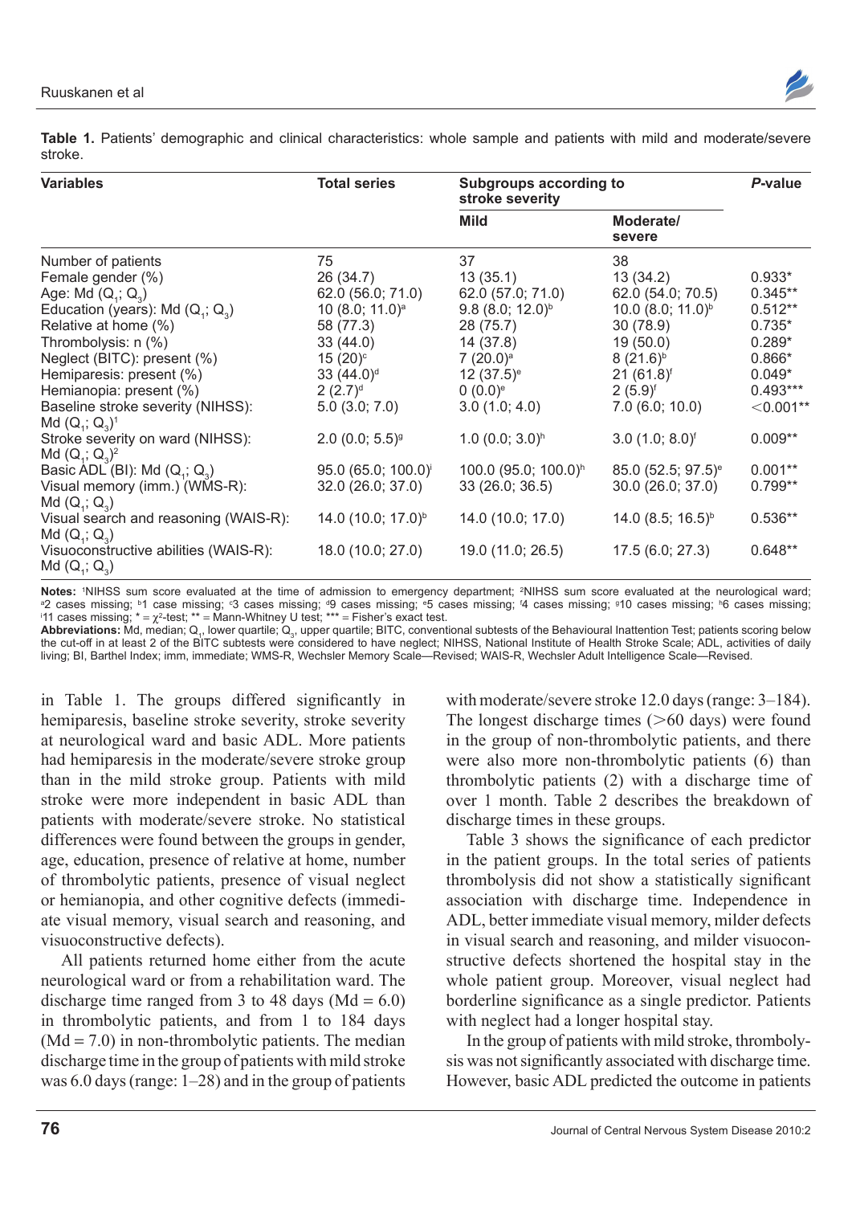**Table 1.** Patients' demographic and clinical characteristics: whole sample and patients with mild and moderate/severe stroke.

| Variables | Total series | Subgroups according to stroke severity | | P-value |
|---|---|---|---|---|
| | | Mild | Moderate/severe | |
| Number of patients | 75 | 37 | 38 | |
| Female gender (%) | 26 (34.7) | 13 (35.1) | 13 (34.2) | 0.933* |
| Age: Md ($Q_1$; $Q_3$) | 62.0 (56.0; 71.0) | 62.0 (57.0; 71.0) | 62.0 (54.0; 70.5) | 0.345** |
| Education (years): Md ($Q_1$; $Q_3$) | 10 (8.0; 11.0)[a] | 9.8 (8.0; 12.0)[b] | 10.0 (8.0; 11.0)[b] | 0.512** |
| Relative at home (%) | 58 (77.3) | 28 (75.7) | 30 (78.9) | 0.735* |
| Thrombolysis: n (%) | 33 (44.0) | 14 (37.8) | 19 (50.0) | 0.289* |
| Neglect (BITC): present (%) | 15 (20)[c] | 7 (20.0)[a] | 8 (21.6)[b] | 0.866* |
| Hemiparesis: present (%) | 33 (44.0)[d] | 12 (37.5)[e] | 21 (61.8)[f] | 0.049* |
| Hemianopia: present (%) | 2 (2.7)[d] | 0 (0.0)[e] | 2 (5.9)[f] | 0.493*** |
| Baseline stroke severity (NIHSS): Md ($Q_1$; $Q_3$)[1] | 5.0 (3.0; 7.0) | 3.0 (1.0; 4.0) | 7.0 (6.0; 10.0) | <0.001** |
| Stroke severity on ward (NIHSS): Md ($Q_1$; $Q_3$)[2] | 2.0 (0.0; 5.5)[g] | 1.0 (0.0; 3.0)[h] | 3.0 (1.0; 8.0)[f] | 0.009** |
| Basic ADL (BI): Md ($Q_1$; $Q_3$) | 95.0 (65.0; 100.0)[i] | 100.0 (95.0; 100.0)[h] | 85.0 (52.5; 97.5)[e] | 0.001** |
| Visual memory (imm.) (WMS-R): Md ($Q_1$; $Q_3$) | 32.0 (26.0; 37.0) | 33 (26.0; 36.5) | 30.0 (26.0; 37.0) | 0.799** |
| Visual search and reasoning (WAIS-R): Md ($Q_1$; $Q_3$) | 14.0 (10.0; 17.0)[b] | 14.0 (10.0; 17.0) | 14.0 (8.5; 16.5)[b] | 0.536** |
| Visuoconstructive abilities (WAIS-R): Md ($Q_1$; $Q_3$) | 18.0 (10.0; 27.0) | 19.0 (11.0; 26.5) | 17.5 (6.0; 27.3) | 0.648** |

**Notes:** [1]NIHSS sum score evaluated at the time of admission to emergency department; [2]NIHSS sum score evaluated at the neurological ward; [a]2 cases missing; [b]1 case missing; [c]3 cases missing; [d]9 cases missing; [e]5 cases missing; [f]4 cases missing; [g]10 cases missing; [h]6 cases missing; [i]11 cases missing; * = $\chi^2$-test; ** = Mann-Whitney U test; *** = Fisher's exact test.

**Abbreviations:** Md, median; $Q_1$, lower quartile; $Q_3$, upper quartile; BITC, conventional subtests of the Behavioural Inattention Test; patients scoring below the cut-off in at least 2 of the BITC subtests were considered to have neglect; NIHSS, National Institute of Health Stroke Scale; ADL, activities of daily living; BI, Barthel Index; imm, immediate; WMS-R, Wechsler Memory Scale—Revised; WAIS-R, Wechsler Adult Intelligence Scale—Revised.

in Table 1. The groups differed significantly in hemiparesis, baseline stroke severity, stroke severity at neurological ward and basic ADL. More patients had hemiparesis in the moderate/severe stroke group than in the mild stroke group. Patients with mild stroke were more independent in basic ADL than patients with moderate/severe stroke. No statistical differences were found between the groups in gender, age, education, presence of relative at home, number of thrombolytic patients, presence of visual neglect or hemianopia, and other cognitive defects (immediate visual memory, visual search and reasoning, and visuoconstructive defects).

All patients returned home either from the acute neurological ward or from a rehabilitation ward. The discharge time ranged from 3 to 48 days (Md = 6.0) in thrombolytic patients, and from 1 to 184 days (Md = 7.0) in non-thrombolytic patients. The median discharge time in the group of patients with mild stroke was 6.0 days (range: 1–28) and in the group of patients with moderate/severe stroke 12.0 days (range: 3–184). The longest discharge times (>60 days) were found in the group of non-thrombolytic patients, and there were also more non-thrombolytic patients (6) than thrombolytic patients (2) with a discharge time of over 1 month. Table 2 describes the breakdown of discharge times in these groups.

Table 3 shows the significance of each predictor in the patient groups. In the total series of patients thrombolysis did not show a statistically significant association with discharge time. Independence in ADL, better immediate visual memory, milder defects in visual search and reasoning, and milder visuoconstructive defects shortened the hospital stay in the whole patient group. Moreover, visual neglect had borderline significance as a single predictor. Patients with neglect had a longer hospital stay.

In the group of patients with mild stroke, thrombolysis was not significantly associated with discharge time. However, basic ADL predicted the outcome in patients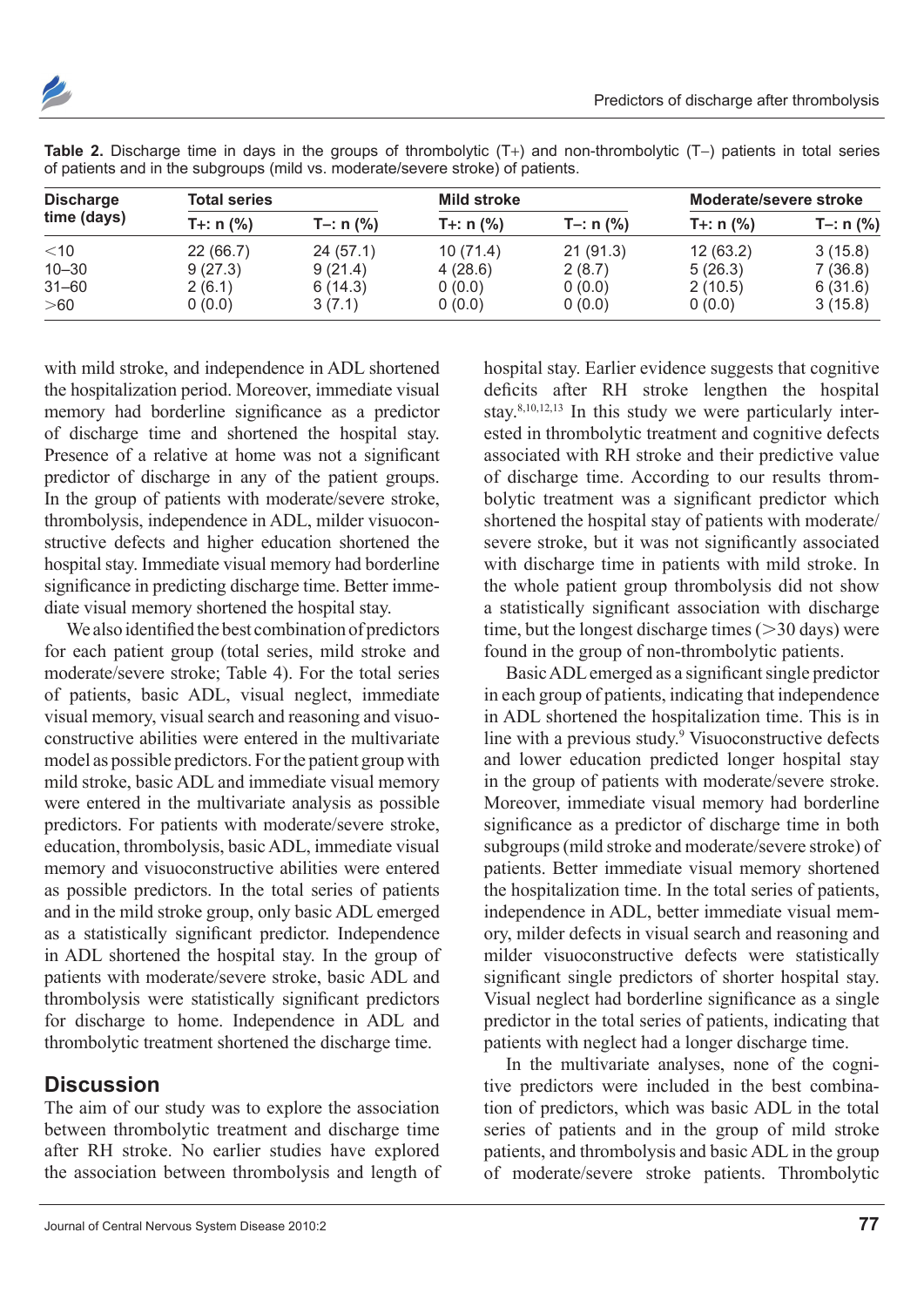**Table 2.** Discharge time in days in the groups of thrombolytic (T+) and non-thrombolytic (T−) patients in total series of patients and in the subgroups (mild vs. moderate/severe stroke) of patients.

| Discharge time (days) | Total series | | Mild stroke | | Moderate/severe stroke | |
|---|---|---|---|---|---|---|
| | T+: n (%) | T−: n (%) | T+: n (%) | T−: n (%) | T+: n (%) | T−: n (%) |
| <10 | 22 (66.7) | 24 (57.1) | 10 (71.4) | 21 (91.3) | 12 (63.2) | 3 (15.8) |
| 10–30 | 9 (27.3) | 9 (21.4) | 4 (28.6) | 2 (8.7) | 5 (26.3) | 7 (36.8) |
| 31–60 | 2 (6.1) | 6 (14.3) | 0 (0.0) | 0 (0.0) | 2 (10.5) | 6 (31.6) |
| >60 | 0 (0.0) | 3 (7.1) | 0 (0.0) | 0 (0.0) | 0 (0.0) | 3 (15.8) |

with mild stroke, and independence in ADL shortened the hospitalization period. Moreover, immediate visual memory had borderline significance as a predictor of discharge time and shortened the hospital stay. Presence of a relative at home was not a significant predictor of discharge in any of the patient groups. In the group of patients with moderate/severe stroke, thrombolysis, independence in ADL, milder visuoconstructive defects and higher education shortened the hospital stay. Immediate visual memory had borderline significance in predicting discharge time. Better immediate visual memory shortened the hospital stay.

We also identified the best combination of predictors for each patient group (total series, mild stroke and moderate/severe stroke; Table 4). For the total series of patients, basic ADL, visual neglect, immediate visual memory, visual search and reasoning and visuoconstructive abilities were entered in the multivariate model as possible predictors. For the patient group with mild stroke, basic ADL and immediate visual memory were entered in the multivariate analysis as possible predictors. For patients with moderate/severe stroke, education, thrombolysis, basic ADL, immediate visual memory and visuoconstructive abilities were entered as possible predictors. In the total series of patients and in the mild stroke group, only basic ADL emerged as a statistically significant predictor. Independence in ADL shortened the hospital stay. In the group of patients with moderate/severe stroke, basic ADL and thrombolysis were statistically significant predictors for discharge to home. Independence in ADL and thrombolytic treatment shortened the discharge time.

## Discussion

The aim of our study was to explore the association between thrombolytic treatment and discharge time after RH stroke. No earlier studies have explored the association between thrombolysis and length of hospital stay. Earlier evidence suggests that cognitive deficits after RH stroke lengthen the hospital stay.[8,10,12,13] In this study we were particularly interested in thrombolytic treatment and cognitive defects associated with RH stroke and their predictive value of discharge time. According to our results thrombolytic treatment was a significant predictor which shortened the hospital stay of patients with moderate/severe stroke, but it was not significantly associated with discharge time in patients with mild stroke. In the whole patient group thrombolysis did not show a statistically significant association with discharge time, but the longest discharge times (>30 days) were found in the group of non-thrombolytic patients.

Basic ADL emerged as a significant single predictor in each group of patients, indicating that independence in ADL shortened the hospitalization time. This is in line with a previous study.[9] Visuoconstructive defects and lower education predicted longer hospital stay in the group of patients with moderate/severe stroke. Moreover, immediate visual memory had borderline significance as a predictor of discharge time in both subgroups (mild stroke and moderate/severe stroke) of patients. Better immediate visual memory shortened the hospitalization time. In the total series of patients, independence in ADL, better immediate visual memory, milder defects in visual search and reasoning and milder visuoconstructive defects were statistically significant single predictors of shorter hospital stay. Visual neglect had borderline significance as a single predictor in the total series of patients, indicating that patients with neglect had a longer discharge time.

In the multivariate analyses, none of the cognitive predictors were included in the best combination of predictors, which was basic ADL in the total series of patients and in the group of mild stroke patients, and thrombolysis and basic ADL in the group of moderate/severe stroke patients. Thrombolytic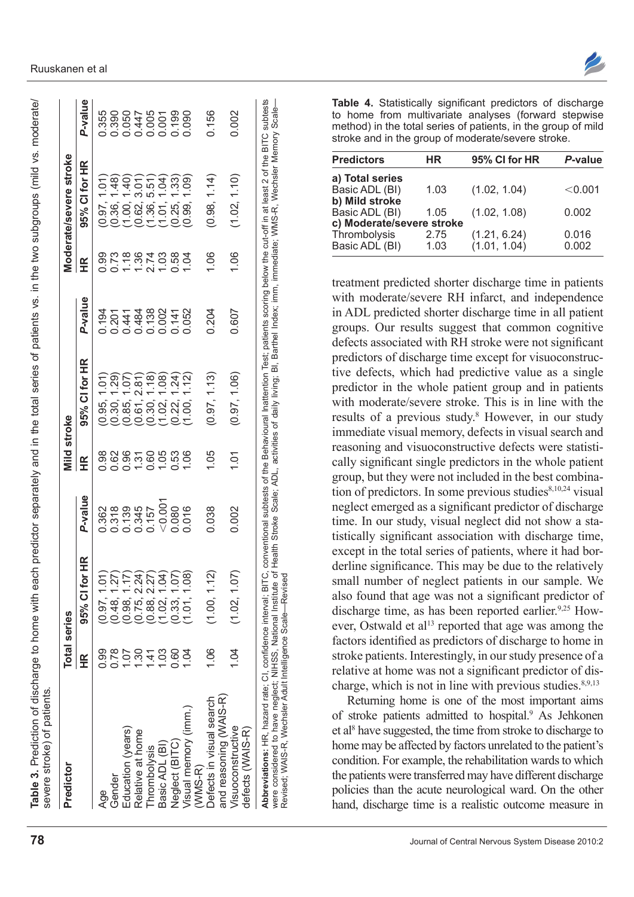**Table 3.** Prediction of discharge to home with each predictor separately and in the total series of patients vs. in the two subgroups (mild vs. moderate/severe stroke) of patients.

| Predictor | Total series | | | Mild stroke | | | Moderate/severe stroke | | |
|---|---|---|---|---|---|---|---|---|---|
| | HR | 95% CI for HR | P-value | HR | 95% CI for HR | P-value | HR | 95% CI for HR | P-value |
| Age | 0.99 | (0.97, 1.01) | 0.362 | 0.98 | (0.95, 1.01) | 0.194 | 0.99 | (0.97, 1.01) | 0.355 |
| Gender | 0.78 | (0.48, 1.27) | 0.318 | 0.62 | (0.30, 1.29) | 0.201 | 0.73 | (0.36, 1.48) | 0.390 |
| Education (years) | 1.07 | (0.98, 1.17) | 0.139 | 0.96 | (0.85, 1.07) | 0.441 | 1.18 | (1.00, 1.40) | 0.050 |
| Relative at home | 1.30 | (0.75, 2.24) | 0.345 | 1.31 | (0.61, 2.81) | 0.484 | 1.36 | (0.62, 3.01) | 0.447 |
| Thrombolysis | 1.41 | (0.88, 2.27) | 0.157 | 0.60 | (0.30, 1.18) | 0.138 | 2.74 | (1.36, 5.51) | 0.005 |
| Basic ADL (BI) | 1.03 | (1.02, 1.04) | <0.001 | 1.05 | (1.02, 1.08) | 0.002 | 1.03 | (1.01, 1.04) | 0.001 |
| Neglect (BITC) | 0.60 | (0.33, 1.07) | 0.080 | 0.53 | (0.22, 1.24) | 0.141 | 0.58 | (0.25, 1.33) | 0.199 |
| Visual memory (imm.) (WMS-R) | 1.04 | (1.01, 1.08) | 0.016 | 1.06 | (1.00, 1.12) | 0.052 | 1.04 | (0.99, 1.09) | 0.090 |
| Defects in visual search and reasoning (WAIS-R) | 1.06 | (1.00, 1.12) | 0.038 | 1.05 | (0.97, 1.13) | 0.204 | 1.06 | (0.98, 1.14) | 0.156 |
| Visuoconstructive defects (WAIS-R) | 1.04 | (1.02, 1.07) | 0.002 | 1.01 | (0.97, 1.06) | 0.607 | 1.06 | (1.02, 1.10) | 0.002 |

**Abbreviations:** HR, hazard rate; CI, confidence interval; BITC, conventional subtests of the Behavioural Inattention Test; patients scoring below the cut-off in at least 2 of the BITC subtests were considered to have neglect; NIHSS, National Institute of Health Stroke Scale; ADL, activities of daily living; BI, Barthel Index; imm, immediate; WMS-R, Wechsler Memory Scale—Revised; WAIS-R, Wechsler Adult Intelligence Scale—Revised

**Table 4.** Statistically significant predictors of discharge to home from multivariate analyses (forward stepwise method) in the total series of patients, in the group of mild stroke and in the group of moderate/severe stroke.

| Predictors | HR | 95% CI for HR | P-value |
|---|---|---|---|
| **a) Total series** | | | |
| Basic ADL (BI) | 1.03 | (1.02, 1.04) | <0.001 |
| **b) Mild stroke** | | | |
| Basic ADL (BI) | 1.05 | (1.02, 1.08) | 0.002 |
| **c) Moderate/severe stroke** | | | |
| Thrombolysis | 2.75 | (1.21, 6.24) | 0.016 |
| Basic ADL (BI) | 1.03 | (1.01, 1.04) | 0.002 |

treatment predicted shorter discharge time in patients with moderate/severe RH infarct, and independence in ADL predicted shorter discharge time in all patient groups. Our results suggest that common cognitive defects associated with RH stroke were not significant predictors of discharge time except for visuoconstructive defects, which had predictive value as a single predictor in the whole patient group and in patients with moderate/severe stroke. This is in line with the results of a previous study.[8] However, in our study immediate visual memory, defects in visual search and reasoning and visuoconstructive defects were statistically significant single predictors in the whole patient group, but they were not included in the best combination of predictors. In some previous studies[8,10,24] visual neglect emerged as a significant predictor of discharge time. In our study, visual neglect did not show a statistically significant association with discharge time, except in the total series of patients, where it had borderline significance. This may be due to the relatively small number of neglect patients in our sample. We also found that age was not a significant predictor of discharge time, as has been reported earlier.[9,25] However, Ostwald et al[13] reported that age was among the factors identified as predictors of discharge to home in stroke patients. Interestingly, in our study presence of a relative at home was not a significant predictor of discharge, which is not in line with previous studies.[8,9,13]

Returning home is one of the most important aims of stroke patients admitted to hospital.[9] As Jehkonen et al[8] have suggested, the time from stroke to discharge to home may be affected by factors unrelated to the patient's condition. For example, the rehabilitation wards to which the patients were transferred may have different discharge policies than the acute neurological ward. On the other hand, discharge time is a realistic outcome measure in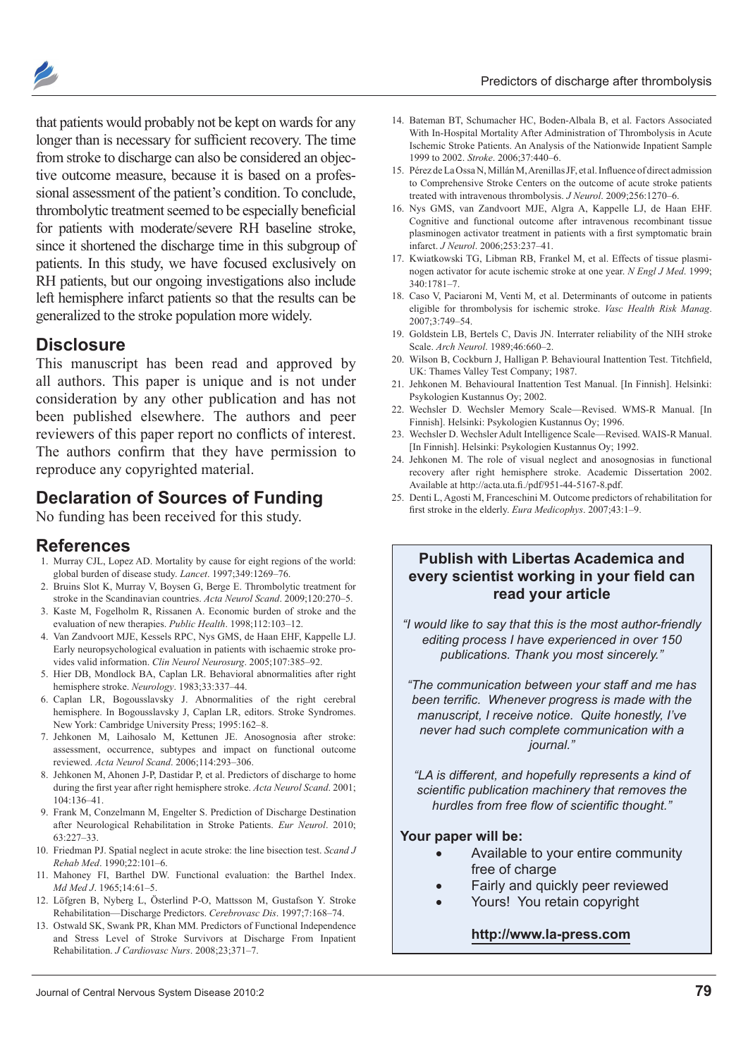that patients would probably not be kept on wards for any longer than is necessary for sufficient recovery. The time from stroke to discharge can also be considered an objective outcome measure, because it is based on a professional assessment of the patient's condition. To conclude, thrombolytic treatment seemed to be especially beneficial for patients with moderate/severe RH baseline stroke, since it shortened the discharge time in this subgroup of patients. In this study, we have focused exclusively on RH patients, but our ongoing investigations also include left hemisphere infarct patients so that the results can be generalized to the stroke population more widely.

## Disclosure

This manuscript has been read and approved by all authors. This paper is unique and is not under consideration by any other publication and has not been published elsewhere. The authors and peer reviewers of this paper report no conflicts of interest. The authors confirm that they have permission to reproduce any copyrighted material.

## Declaration of Sources of Funding

No funding has been received for this study.

## References

1. Murray CJL, Lopez AD. Mortality by cause for eight regions of the world: global burden of disease study. *Lancet*. 1997;349:1269–76.
2. Bruins Slot K, Murray V, Boysen G, Berge E. Thrombolytic treatment for stroke in the Scandinavian countries. *Acta Neurol Scand*. 2009;120:270–5.
3. Kaste M, Fogelholm R, Rissanen A. Economic burden of stroke and the evaluation of new therapies. *Public Health*. 1998;112:103–12.
4. Van Zandvoort MJE, Kessels RPC, Nys GMS, de Haan EHF, Kappelle LJ. Early neuropsychological evaluation in patients with ischaemic stroke provides valid information. *Clin Neurol Neurosurg*. 2005;107:385–92.
5. Hier DB, Mondlock BA, Caplan LR. Behavioral abnormalities after right hemisphere stroke. *Neurology*. 1983;33:337–44.
6. Caplan LR, Bogousslavsky J. Abnormalities of the right cerebral hemisphere. In Bogousslavsky J, Caplan LR, editors. Stroke Syndromes. New York: Cambridge University Press; 1995:162–8.
7. Jehkonen M, Laihosalo M, Kettunen JE. Anosognosia after stroke: assessment, occurrence, subtypes and impact on functional outcome reviewed. *Acta Neurol Scand*. 2006;114:293–306.
8. Jehkonen M, Ahonen J-P, Dastidar P, et al. Predictors of discharge to home during the first year after right hemisphere stroke. *Acta Neurol Scand*. 2001; 104:136–41.
9. Frank M, Conzelmann M, Engelter S. Prediction of Discharge Destination after Neurological Rehabilitation in Stroke Patients. *Eur Neurol*. 2010; 63:227–33.
10. Friedman PJ. Spatial neglect in acute stroke: the line bisection test. *Scand J Rehab Med*. 1990;22:101–6.
11. Mahoney FI, Barthel DW. Functional evaluation: the Barthel Index. *Md Med J*. 1965;14:61–5.
12. Löfgren B, Nyberg L, Österlind P-O, Mattsson M, Gustafson Y. Stroke Rehabilitation—Discharge Predictors. *Cerebrovasc Dis*. 1997;7:168–74.
13. Ostwald SK, Swank PR, Khan MM. Predictors of Functional Independence and Stress Level of Stroke Survivors at Discharge From Inpatient Rehabilitation. *J Cardiovasc Nurs*. 2008;23;371–7.
14. Bateman BT, Schumacher HC, Boden-Albala B, et al. Factors Associated With In-Hospital Mortality After Administration of Thrombolysis in Acute Ischemic Stroke Patients. An Analysis of the Nationwide Inpatient Sample 1999 to 2002. *Stroke*. 2006;37:440–6.
15. Pérez de La Ossa N, Millán M, Arenillas JF, et al. Influence of direct admission to Comprehensive Stroke Centers on the outcome of acute stroke patients treated with intravenous thrombolysis. *J Neurol*. 2009;256:1270–6.
16. Nys GMS, van Zandvoort MJE, Algra A, Kappelle LJ, de Haan EHF. Cognitive and functional outcome after intravenous recombinant tissue plasminogen activator treatment in patients with a first symptomatic brain infarct. *J Neurol*. 2006;253:237–41.
17. Kwiatkowski TG, Libman RB, Frankel M, et al. Effects of tissue plasminogen activator for acute ischemic stroke at one year. *N Engl J Med*. 1999; 340:1781–7.
18. Caso V, Paciaroni M, Venti M, et al. Determinants of outcome in patients eligible for thrombolysis for ischemic stroke. *Vasc Health Risk Manag*. 2007;3:749–54.
19. Goldstein LB, Bertels C, Davis JN. Interrater reliability of the NIH stroke Scale. *Arch Neurol*. 1989;46:660–2.
20. Wilson B, Cockburn J, Halligan P. Behavioural Inattention Test. Titchfield, UK: Thames Valley Test Company; 1987.
21. Jehkonen M. Behavioural Inattention Test Manual. [In Finnish]. Helsinki: Psykologien Kustannus Oy; 2002.
22. Wechsler D. Wechsler Memory Scale—Revised. WMS-R Manual. [In Finnish]. Helsinki: Psykologien Kustannus Oy; 1996.
23. Wechsler D. Wechsler Adult Intelligence Scale—Revised. WAIS-R Manual. [In Finnish]. Helsinki: Psykologien Kustannus Oy; 1992.
24. Jehkonen M. The role of visual neglect and anosognosias in functional recovery after right hemisphere stroke. Academic Dissertation 2002. Available at http://acta.uta.fi./pdf/951-44-5167-8.pdf.
25. Denti L, Agosti M, Franceschini M. Outcome predictors of rehabilitation for first stroke in the elderly. *Eura Medicophys*. 2007;43:1–9.

**Publish with Libertas Academica and every scientist working in your field can read your article**

*"I would like to say that this is the most author-friendly editing process I have experienced in over 150 publications. Thank you most sincerely."*

*"The communication between your staff and me has been terrific. Whenever progress is made with the manuscript, I receive notice. Quite honestly, I've never had such complete communication with a journal."*

*"LA is different, and hopefully represents a kind of scientific publication machinery that removes the hurdles from free flow of scientific thought."*

**Your paper will be:**

- Available to your entire community free of charge
- Fairly and quickly peer reviewed
- Yours! You retain copyright

**http://www.la-press.com**